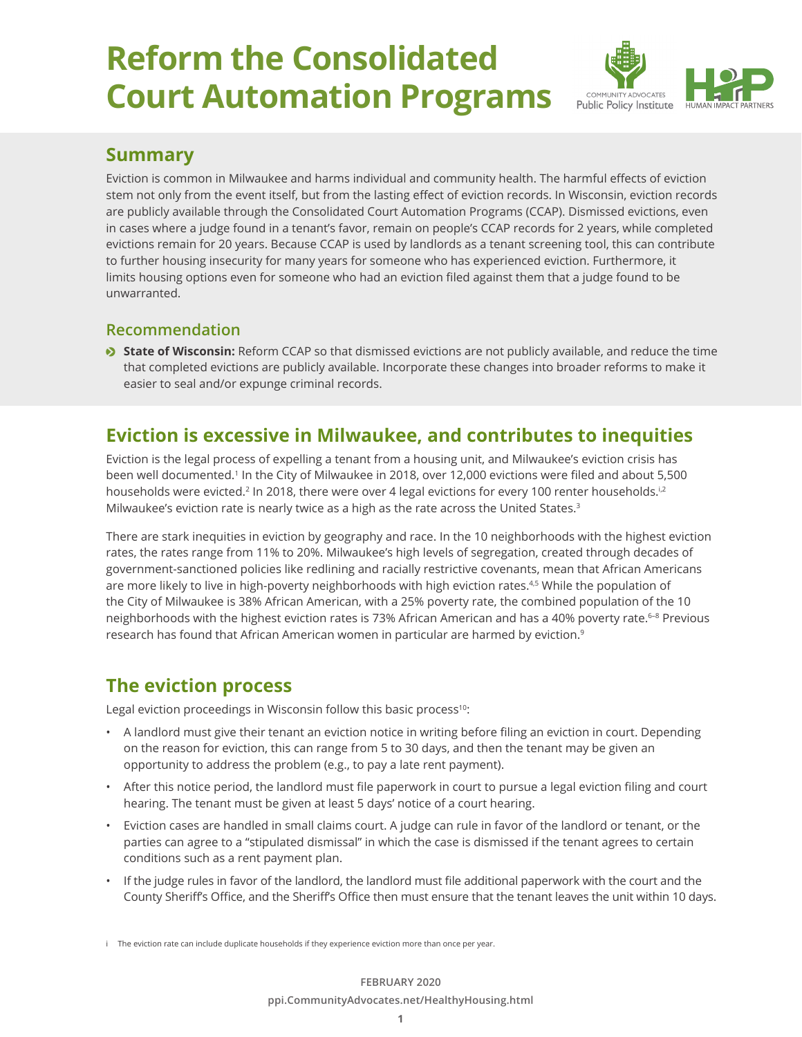# Reform the Consolidated Court Automation Programs

## Summary

Eviction is common in Milwaukee and harms individual and community health. The harmful effects of eviction stem not only from the event itself, but from the lasting effect of eviction records. In Wisconsin, eviction records are publicly available through the Consolidated Court Automation Programs (CCAP). Dismissed evictions, even in cases where a judge found in a tenant's favor, remain on people's CCAP records for 2 years, while completed evictions remain for 20 years. Because CCAP is used by landlords as a tenant screening tool, this can contribute to further housing insecurity for many years for someone who has experienced eviction. Furthermore, it limits housing options even for someone who had an eviction filed against them that a judge found to be unwarranted.

### Recommendation

- **State of Wisconsin:** Reform CCAP so that dismissed evictions are not publicly available, and reduce the time that completed evictions are publicly available. Incorporate these changes into broader reforms to make it easier to seal and/or expunge criminal records.

## Eviction is excessive in Milwaukee, and contributes to inequities

Eviction is the legal process of expelling a tenant from a housing unit, and Milwaukee's eviction crisis has been well documented.[1] In the City of Milwaukee in 2018, over 12,000 evictions were filed and about 5,500 households were evicted.[2] In 2018, there were over 4 legal evictions for every 100 renter households.[i,2] Milwaukee's eviction rate is nearly twice as a high as the rate across the United States.[3]

There are stark inequities in eviction by geography and race. In the 10 neighborhoods with the highest eviction rates, the rates range from 11% to 20%. Milwaukee's high levels of segregation, created through decades of government-sanctioned policies like redlining and racially restrictive covenants, mean that African Americans are more likely to live in high-poverty neighborhoods with high eviction rates.[4,5] While the population of the City of Milwaukee is 38% African American, with a 25% poverty rate, the combined population of the 10 neighborhoods with the highest eviction rates is 73% African American and has a 40% poverty rate.[6–8] Previous research has found that African American women in particular are harmed by eviction.[9]

## The eviction process

Legal eviction proceedings in Wisconsin follow this basic process[10]:

- A landlord must give their tenant an eviction notice in writing before filing an eviction in court. Depending on the reason for eviction, this can range from 5 to 30 days, and then the tenant may be given an opportunity to address the problem (e.g., to pay a late rent payment).
- After this notice period, the landlord must file paperwork in court to pursue a legal eviction filing and court hearing. The tenant must be given at least 5 days' notice of a court hearing.
- Eviction cases are handled in small claims court. A judge can rule in favor of the landlord or tenant, or the parties can agree to a "stipulated dismissal" in which the case is dismissed if the tenant agrees to certain conditions such as a rent payment plan.
- If the judge rules in favor of the landlord, the landlord must file additional paperwork with the court and the County Sheriff's Office, and the Sheriff's Office then must ensure that the tenant leaves the unit within 10 days.

i The eviction rate can include duplicate households if they experience eviction more than once per year.

FEBRUARY 2020

ppi.CommunityAdvocates.net/HealthyHousing.html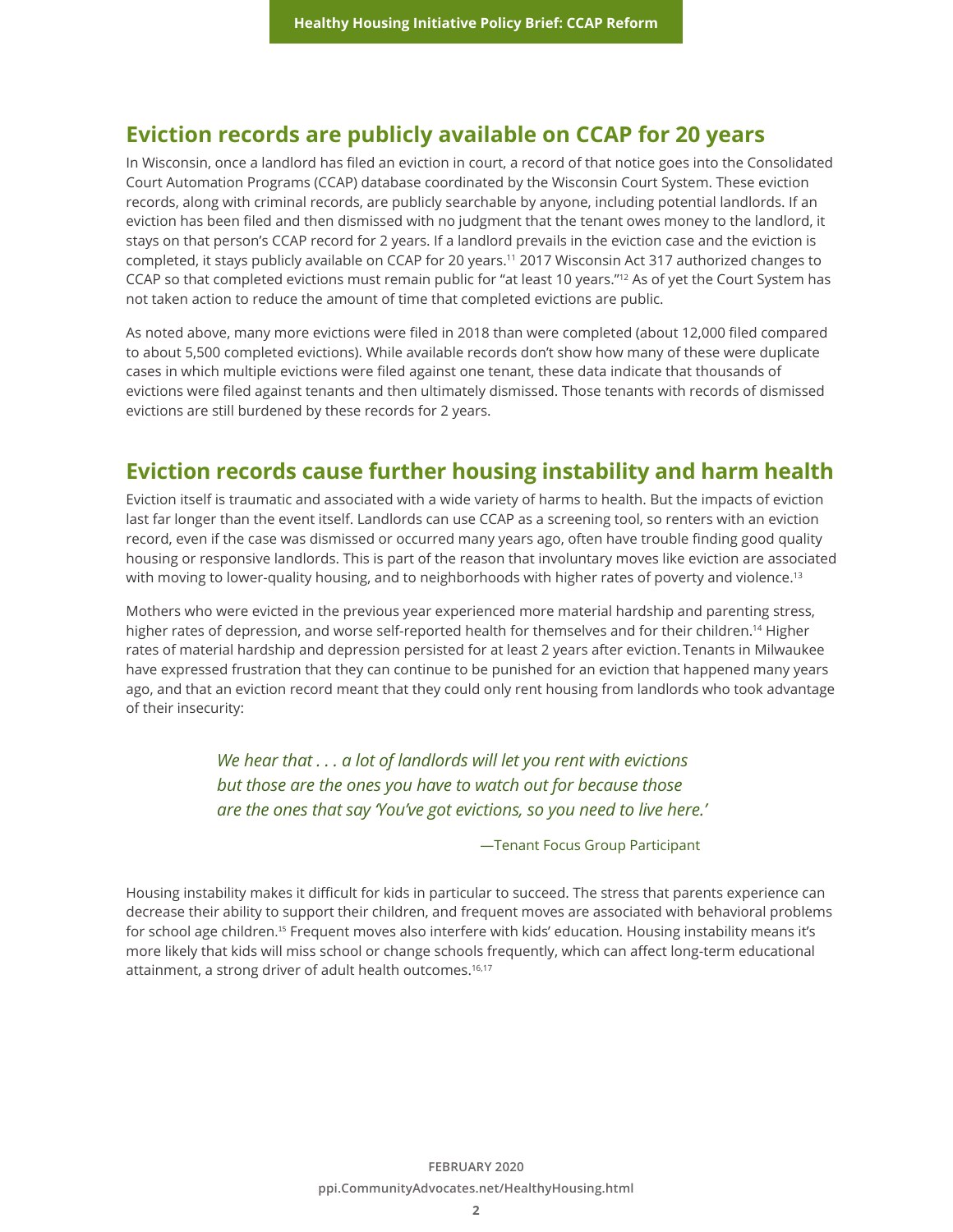## Eviction records are publicly available on CCAP for 20 years

In Wisconsin, once a landlord has filed an eviction in court, a record of that notice goes into the Consolidated Court Automation Programs (CCAP) database coordinated by the Wisconsin Court System. These eviction records, along with criminal records, are publicly searchable by anyone, including potential landlords. If an eviction has been filed and then dismissed with no judgment that the tenant owes money to the landlord, it stays on that person's CCAP record for 2 years. If a landlord prevails in the eviction case and the eviction is completed, it stays publicly available on CCAP for 20 years.[11] 2017 Wisconsin Act 317 authorized changes to CCAP so that completed evictions must remain public for "at least 10 years."[12] As of yet the Court System has not taken action to reduce the amount of time that completed evictions are public.

As noted above, many more evictions were filed in 2018 than were completed (about 12,000 filed compared to about 5,500 completed evictions). While available records don't show how many of these were duplicate cases in which multiple evictions were filed against one tenant, these data indicate that thousands of evictions were filed against tenants and then ultimately dismissed. Those tenants with records of dismissed evictions are still burdened by these records for 2 years.

## Eviction records cause further housing instability and harm health

Eviction itself is traumatic and associated with a wide variety of harms to health. But the impacts of eviction last far longer than the event itself. Landlords can use CCAP as a screening tool, so renters with an eviction record, even if the case was dismissed or occurred many years ago, often have trouble finding good quality housing or responsive landlords. This is part of the reason that involuntary moves like eviction are associated with moving to lower-quality housing, and to neighborhoods with higher rates of poverty and violence.[13]

Mothers who were evicted in the previous year experienced more material hardship and parenting stress, higher rates of depression, and worse self-reported health for themselves and for their children.[14] Higher rates of material hardship and depression persisted for at least 2 years after eviction. Tenants in Milwaukee have expressed frustration that they can continue to be punished for an eviction that happened many years ago, and that an eviction record meant that they could only rent housing from landlords who took advantage of their insecurity:

> *We hear that . . . a lot of landlords will let you rent with evictions but those are the ones you have to watch out for because those are the ones that say 'You've got evictions, so you need to live here.'*
>
> —Tenant Focus Group Participant

Housing instability makes it difficult for kids in particular to succeed. The stress that parents experience can decrease their ability to support their children, and frequent moves are associated with behavioral problems for school age children.[15] Frequent moves also interfere with kids' education. Housing instability means it's more likely that kids will miss school or change schools frequently, which can affect long-term educational attainment, a strong driver of adult health outcomes.[16,17]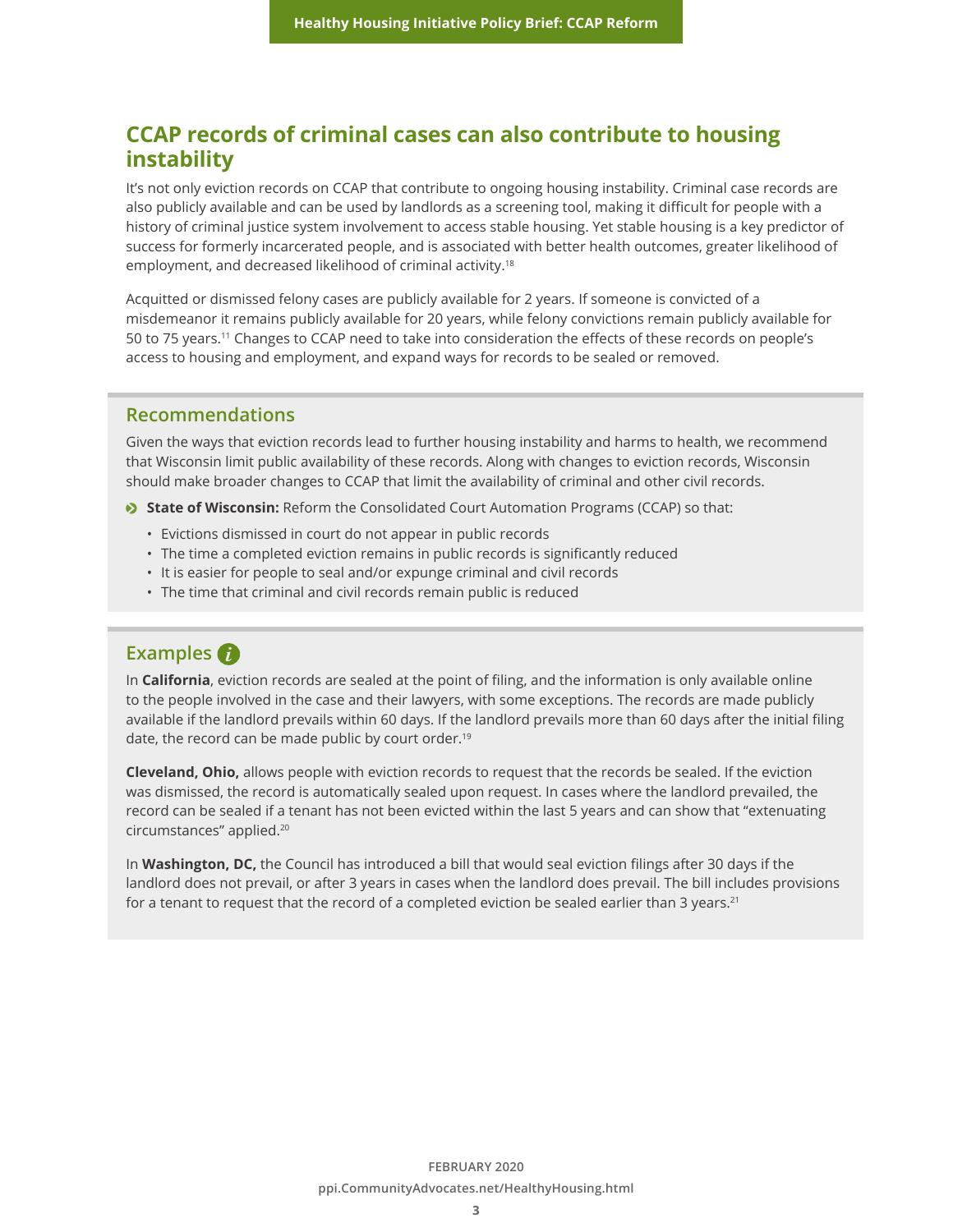## CCAP records of criminal cases can also contribute to housing instability

It's not only eviction records on CCAP that contribute to ongoing housing instability. Criminal case records are also publicly available and can be used by landlords as a screening tool, making it difficult for people with a history of criminal justice system involvement to access stable housing. Yet stable housing is a key predictor of success for formerly incarcerated people, and is associated with better health outcomes, greater likelihood of employment, and decreased likelihood of criminal activity.[18]

Acquitted or dismissed felony cases are publicly available for 2 years. If someone is convicted of a misdemeanor it remains publicly available for 20 years, while felony convictions remain publicly available for 50 to 75 years.[11] Changes to CCAP need to take into consideration the effects of these records on people's access to housing and employment, and expand ways for records to be sealed or removed.

### Recommendations

Given the ways that eviction records lead to further housing instability and harms to health, we recommend that Wisconsin limit public availability of these records. Along with changes to eviction records, Wisconsin should make broader changes to CCAP that limit the availability of criminal and other civil records.

- **State of Wisconsin:** Reform the Consolidated Court Automation Programs (CCAP) so that:
  - Evictions dismissed in court do not appear in public records
  - The time a completed eviction remains in public records is significantly reduced
  - It is easier for people to seal and/or expunge criminal and civil records
  - The time that criminal and civil records remain public is reduced

### Examples

In **California**, eviction records are sealed at the point of filing, and the information is only available online to the people involved in the case and their lawyers, with some exceptions. The records are made publicly available if the landlord prevails within 60 days. If the landlord prevails more than 60 days after the initial filing date, the record can be made public by court order.[19]

**Cleveland, Ohio,** allows people with eviction records to request that the records be sealed. If the eviction was dismissed, the record is automatically sealed upon request. In cases where the landlord prevailed, the record can be sealed if a tenant has not been evicted within the last 5 years and can show that "extenuating circumstances" applied.[20]

In **Washington, DC,** the Council has introduced a bill that would seal eviction filings after 30 days if the landlord does not prevail, or after 3 years in cases when the landlord does prevail. The bill includes provisions for a tenant to request that the record of a completed eviction be sealed earlier than 3 years.[21]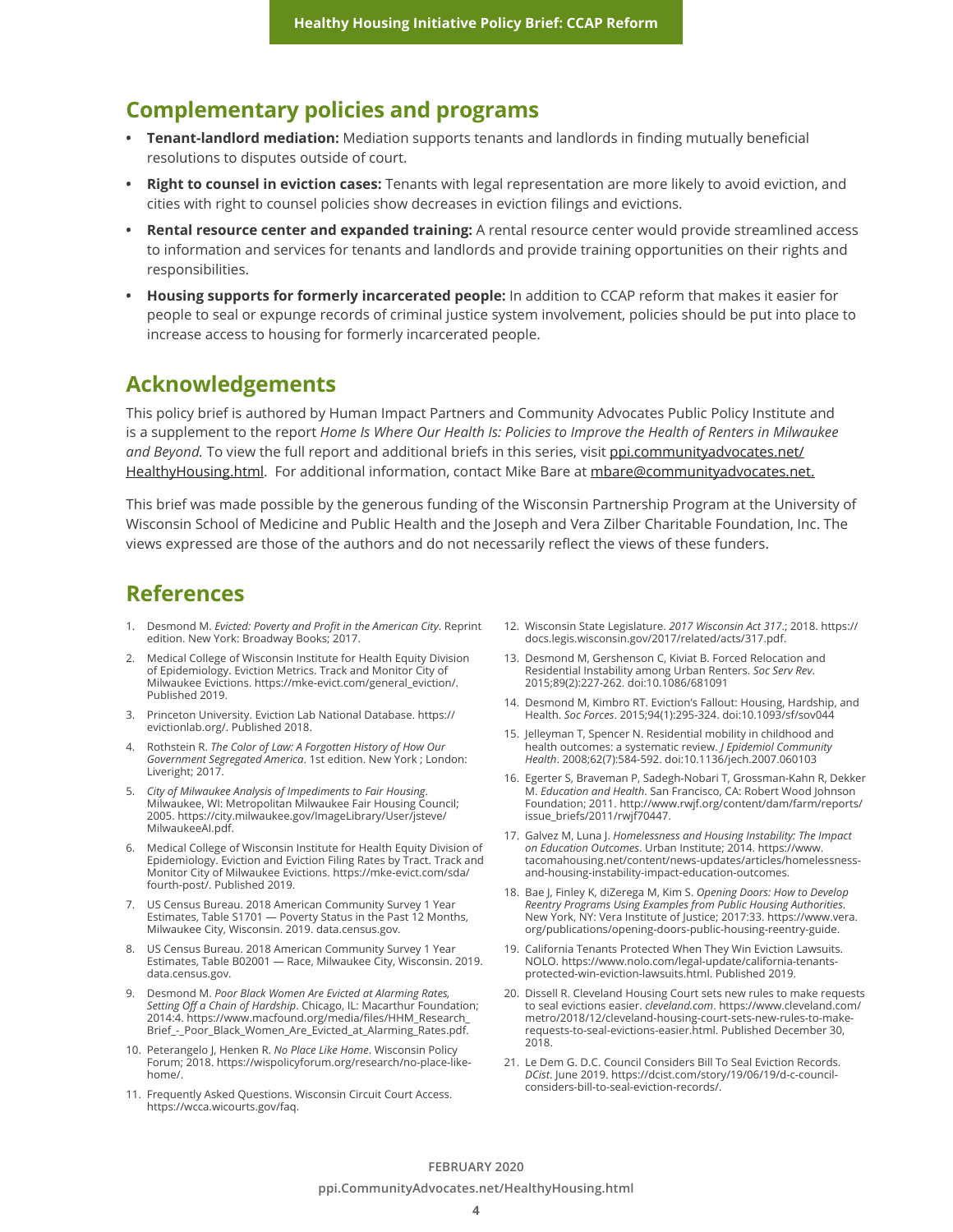## Complementary policies and programs

- **Tenant-landlord mediation:** Mediation supports tenants and landlords in finding mutually beneficial resolutions to disputes outside of court.
- **Right to counsel in eviction cases:** Tenants with legal representation are more likely to avoid eviction, and cities with right to counsel policies show decreases in eviction filings and evictions.
- **Rental resource center and expanded training:** A rental resource center would provide streamlined access to information and services for tenants and landlords and provide training opportunities on their rights and responsibilities.
- **Housing supports for formerly incarcerated people:** In addition to CCAP reform that makes it easier for people to seal or expunge records of criminal justice system involvement, policies should be put into place to increase access to housing for formerly incarcerated people.

## Acknowledgements

This policy brief is authored by Human Impact Partners and Community Advocates Public Policy Institute and is a supplement to the report *Home Is Where Our Health Is: Policies to Improve the Health of Renters in Milwaukee and Beyond.* To view the full report and additional briefs in this series, visit ppi.communityadvocates.net/HealthyHousing.html. For additional information, contact Mike Bare at mbare@communityadvocates.net.

This brief was made possible by the generous funding of the Wisconsin Partnership Program at the University of Wisconsin School of Medicine and Public Health and the Joseph and Vera Zilber Charitable Foundation, Inc. The views expressed are those of the authors and do not necessarily reflect the views of these funders.

## References

1. Desmond M. *Evicted: Poverty and Profit in the American City*. Reprint edition. New York: Broadway Books; 2017.
2. Medical College of Wisconsin Institute for Health Equity Division of Epidemiology. Eviction Metrics. Track and Monitor City of Milwaukee Evictions. https://mke-evict.com/general_eviction/. Published 2019.
3. Princeton University. Eviction Lab National Database. https://evictionlab.org/. Published 2018.
4. Rothstein R. *The Color of Law: A Forgotten History of How Our Government Segregated America*. 1st edition. New York ; London: Liveright; 2017.
5. *City of Milwaukee Analysis of Impediments to Fair Housing*. Milwaukee, WI: Metropolitan Milwaukee Fair Housing Council; 2005. https://city.milwaukee.gov/ImageLibrary/User/jsteve/MilwaukeeAI.pdf.
6. Medical College of Wisconsin Institute for Health Equity Division of Epidemiology. Eviction and Eviction Filing Rates by Tract. Track and Monitor City of Milwaukee Evictions. https://mke-evict.com/sda/fourth-post/. Published 2019.
7. US Census Bureau. 2018 American Community Survey 1 Year Estimates, Table S1701 — Poverty Status in the Past 12 Months, Milwaukee City, Wisconsin. 2019. data.census.gov.
8. US Census Bureau. 2018 American Community Survey 1 Year Estimates, Table B02001 — Race, Milwaukee City, Wisconsin. 2019. data.census.gov.
9. Desmond M. *Poor Black Women Are Evicted at Alarming Rates, Setting Off a Chain of Hardship*. Chicago, IL: Macarthur Foundation; 2014:4. https://www.macfound.org/media/files/HHM_Research_Brief_-_Poor_Black_Women_Are_Evicted_at_Alarming_Rates.pdf.
10. Peterangelo J, Henken R. *No Place Like Home*. Wisconsin Policy Forum; 2018. https://wispolicyforum.org/research/no-place-like-home/.
11. Frequently Asked Questions. Wisconsin Circuit Court Access. https://wcca.wicourts.gov/faq.
12. Wisconsin State Legislature. *2017 Wisconsin Act 317*.; 2018. https://docs.legis.wisconsin.gov/2017/related/acts/317.pdf.
13. Desmond M, Gershenson C, Kiviat B. Forced Relocation and Residential Instability among Urban Renters. *Soc Serv Rev*. 2015;89(2):227-262. doi:10.1086/681091
14. Desmond M, Kimbro RT. Eviction's Fallout: Housing, Hardship, and Health. *Soc Forces*. 2015;94(1):295-324. doi:10.1093/sf/sov044
15. Jelleyman T, Spencer N. Residential mobility in childhood and health outcomes: a systematic review. *J Epidemiol Community Health*. 2008;62(7):584-592. doi:10.1136/jech.2007.060103
16. Egerter S, Braveman P, Sadegh-Nobari T, Grossman-Kahn R, Dekker M. *Education and Health*. San Francisco, CA: Robert Wood Johnson Foundation; 2011. http://www.rwjf.org/content/dam/farm/reports/issue_briefs/2011/rwjf70447.
17. Galvez M, Luna J. *Homelessness and Housing Instability: The Impact on Education Outcomes*. Urban Institute; 2014. https://www.tacomahousing.net/content/news-updates/articles/homelessness-and-housing-instability-impact-education-outcomes.
18. Bae J, Finley K, diZerega M, Kim S. *Opening Doors: How to Develop Reentry Programs Using Examples from Public Housing Authorities*. New York, NY: Vera Institute of Justice; 2017:33. https://www.vera.org/publications/opening-doors-public-housing-reentry-guide.
19. California Tenants Protected When They Win Eviction Lawsuits. NOLO. https://www.nolo.com/legal-update/california-tenants-protected-win-eviction-lawsuits.html. Published 2019.
20. Dissell R. Cleveland Housing Court sets new rules to make requests to seal evictions easier. *cleveland.com*. https://www.cleveland.com/metro/2018/12/cleveland-housing-court-sets-new-rules-to-make-requests-to-seal-evictions-easier.html. Published December 30, 2018.
21. Le Dem G. D.C. Council Considers Bill To Seal Eviction Records. *DCist*. June 2019. https://dcist.com/story/19/06/19/d-c-council-considers-bill-to-seal-eviction-records/.

FEBRUARY 2020